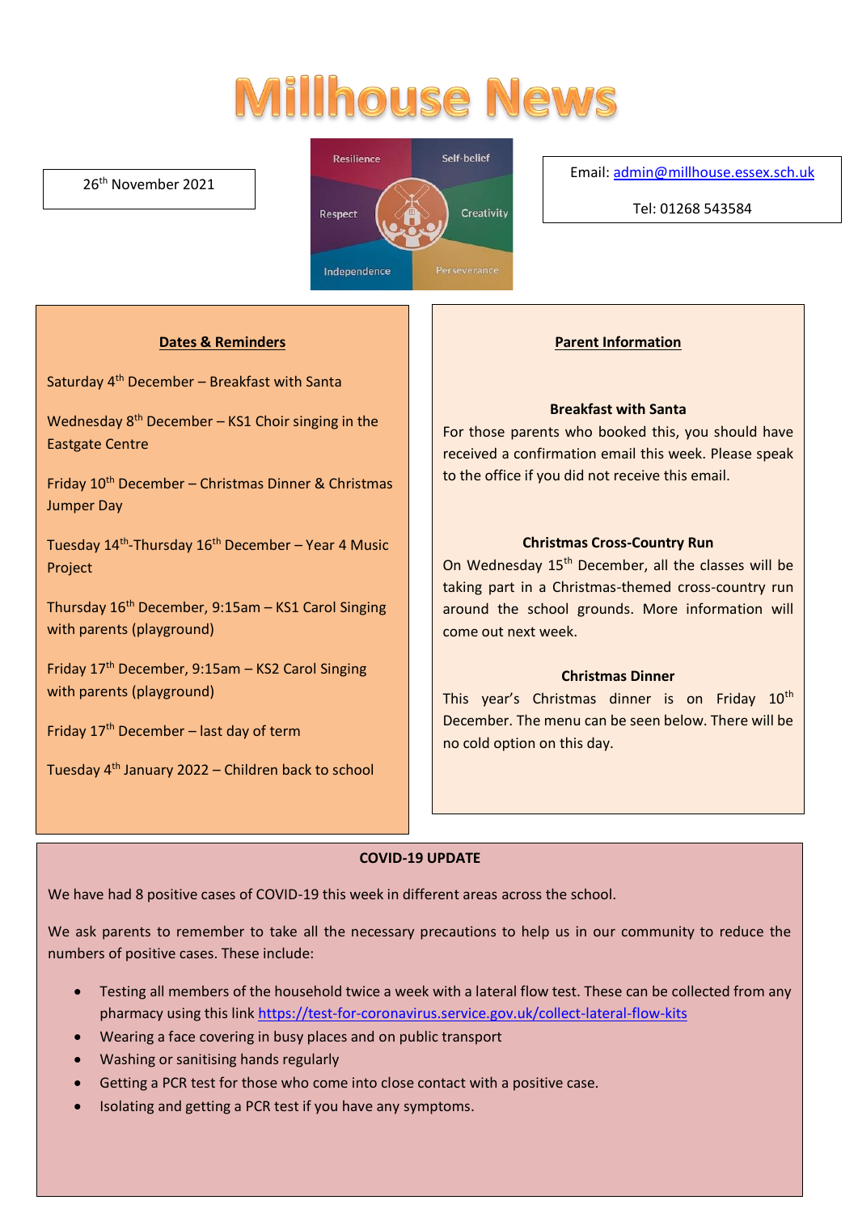# Millhouse News

26th November 2021

Resilience | Self-belief | Respect | Creativity | Independence | Perseverance

Email: admin@millhouse.essex.sch.uk

Tel: 01268 543584

## Dates & Reminders

Saturday 4th December – Breakfast with Santa

Wednesday 8th December – KS1 Choir singing in the Eastgate Centre

Friday 10th December – Christmas Dinner & Christmas Jumper Day

Tuesday 14th-Thursday 16th December – Year 4 Music Project

Thursday 16th December, 9:15am – KS1 Carol Singing with parents (playground)

Friday 17th December, 9:15am – KS2 Carol Singing with parents (playground)

Friday 17th December – last day of term

Tuesday 4th January 2022 – Children back to school

## Parent Information

**Breakfast with Santa**

For those parents who booked this, you should have received a confirmation email this week. Please speak to the office if you did not receive this email.

**Christmas Cross-Country Run**

On Wednesday 15th December, all the classes will be taking part in a Christmas-themed cross-country run around the school grounds. More information will come out next week.

**Christmas Dinner**

This year's Christmas dinner is on Friday 10th December. The menu can be seen below. There will be no cold option on this day.

## COVID-19 UPDATE

We have had 8 positive cases of COVID-19 this week in different areas across the school.

We ask parents to remember to take all the necessary precautions to help us in our community to reduce the numbers of positive cases. These include:

- Testing all members of the household twice a week with a lateral flow test. These can be collected from any pharmacy using this link https://test-for-coronavirus.service.gov.uk/collect-lateral-flow-kits
- Wearing a face covering in busy places and on public transport
- Washing or sanitising hands regularly
- Getting a PCR test for those who come into close contact with a positive case.
- Isolating and getting a PCR test if you have any symptoms.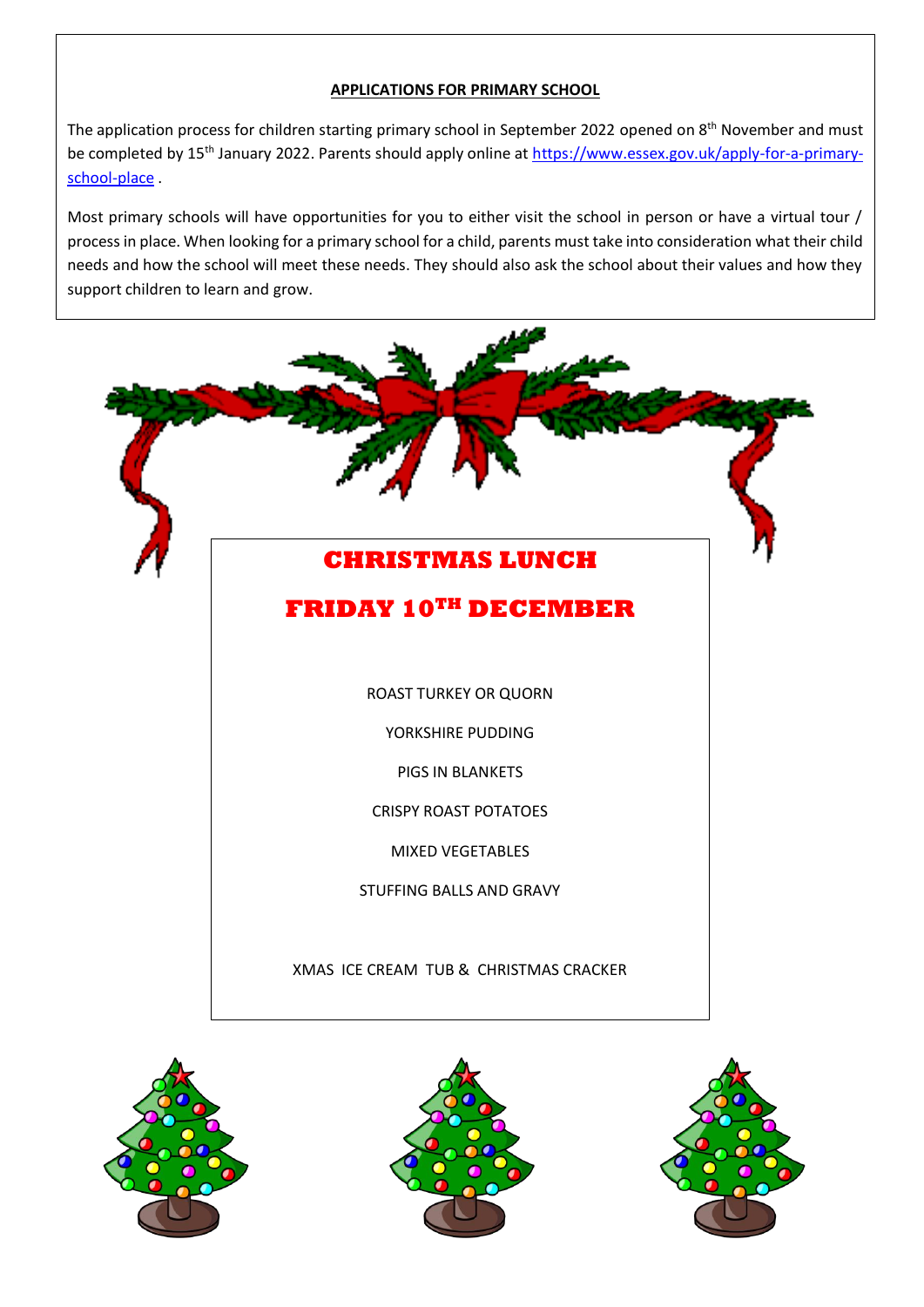## APPLICATIONS FOR PRIMARY SCHOOL

The application process for children starting primary school in September 2022 opened on 8th November and must be completed by 15th January 2022. Parents should apply online at https://www.essex.gov.uk/apply-for-a-primary-school-place .

Most primary schools will have opportunities for you to either visit the school in person or have a virtual tour / process in place. When looking for a primary school for a child, parents must take into consideration what their child needs and how the school will meet these needs. They should also ask the school about their values and how they support children to learn and grow.

# CHRISTMAS LUNCH

# FRIDAY 10TH DECEMBER

ROAST TURKEY OR QUORN

YORKSHIRE PUDDING

PIGS IN BLANKETS

CRISPY ROAST POTATOES

MIXED VEGETABLES

STUFFING BALLS AND GRAVY

XMAS ICE CREAM TUB & CHRISTMAS CRACKER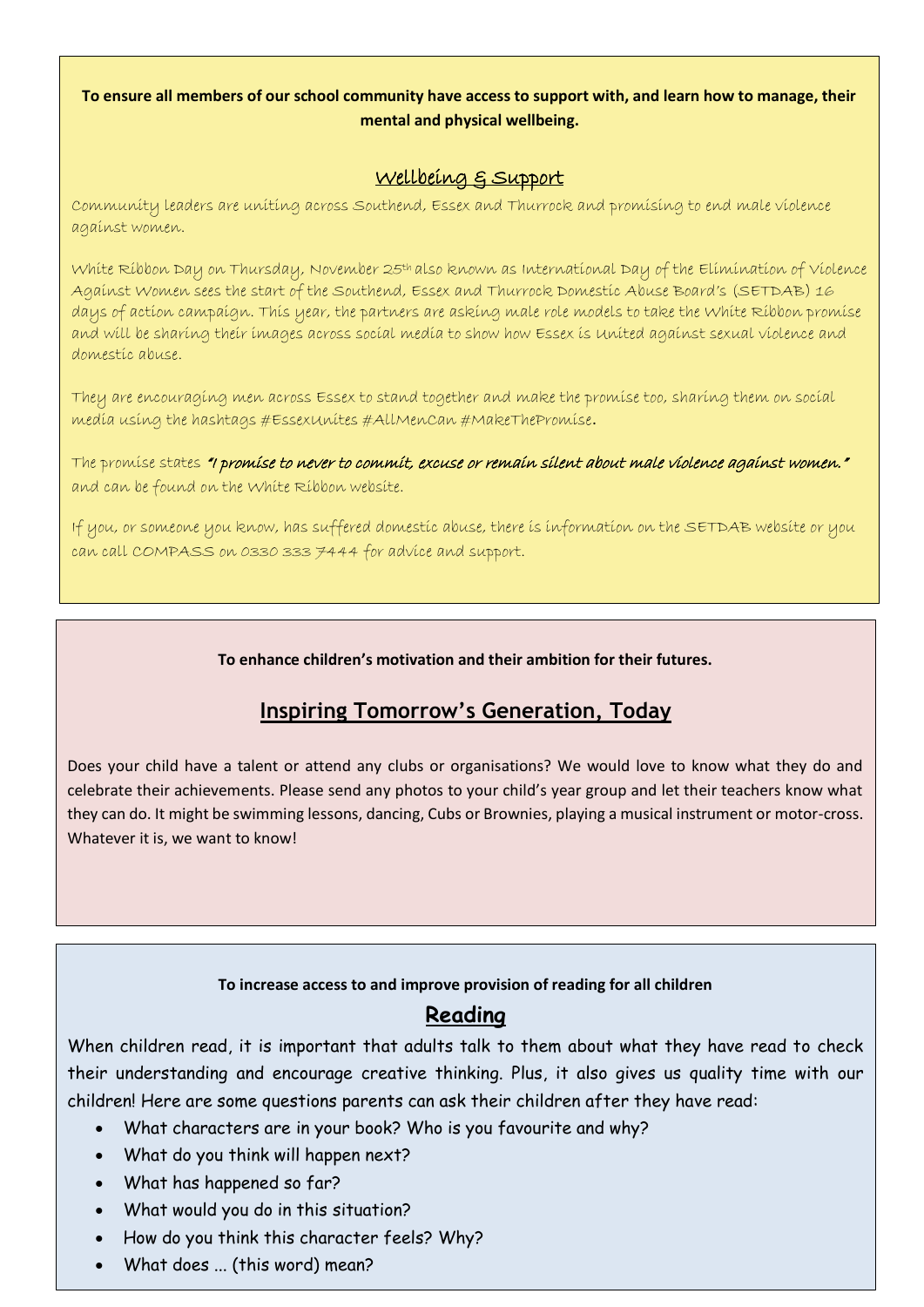**To ensure all members of our school community have access to support with, and learn how to manage, their mental and physical wellbeing.**

## Wellbeing & Support

Community leaders are uniting across Southend, Essex and Thurrock and promising to end male violence against women.

White Ribbon Day on Thursday, November 25th also known as International Day of the Elimination of Violence Against Women sees the start of the Southend, Essex and Thurrock Domestic Abuse Board's (SETDAB) 16 days of action campaign. This year, the partners are asking male role models to take the White Ribbon promise and will be sharing their images across social media to show how Essex is United against sexual violence and domestic abuse.

They are encouraging men across Essex to stand together and make the promise too, sharing them on social media using the hashtags #EssexUnites #AllMenCan #MakeThePromise.

The promise states ***"I promise to never to commit, excuse or remain silent about male violence against women."*** and can be found on the White Ribbon website.

If you, or someone you know, has suffered domestic abuse, there is information on the SETDAB website or you can call COMPASS on 0330 333 7444 for advice and support.

**To enhance children's motivation and their ambition for their futures.**

## Inspiring Tomorrow's Generation, Today

Does your child have a talent or attend any clubs or organisations? We would love to know what they do and celebrate their achievements. Please send any photos to your child's year group and let their teachers know what they can do. It might be swimming lessons, dancing, Cubs or Brownies, playing a musical instrument or motor-cross. Whatever it is, we want to know!

**To increase access to and improve provision of reading for all children**

## Reading

When children read, it is important that adults talk to them about what they have read to check their understanding and encourage creative thinking. Plus, it also gives us quality time with our children! Here are some questions parents can ask their children after they have read:

- What characters are in your book? Who is you favourite and why?
- What do you think will happen next?
- What has happened so far?
- What would you do in this situation?
- How do you think this character feels? Why?
- What does … (this word) mean?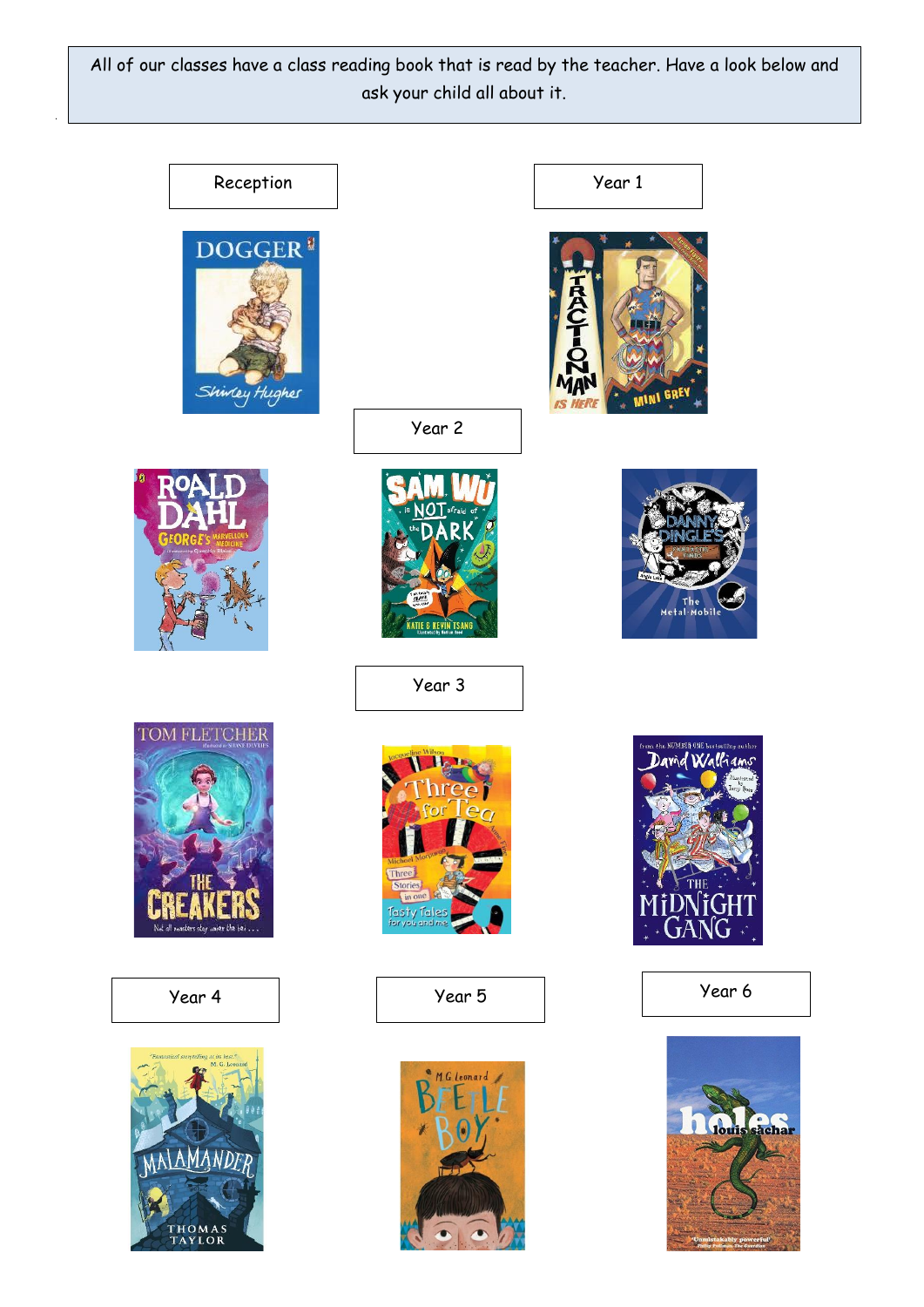All of our classes have a class reading book that is read by the teacher. Have a look below and ask your child all about it.

Reception

Year 1

Year 2

Year 3

Year 4

Year 5

Year 6